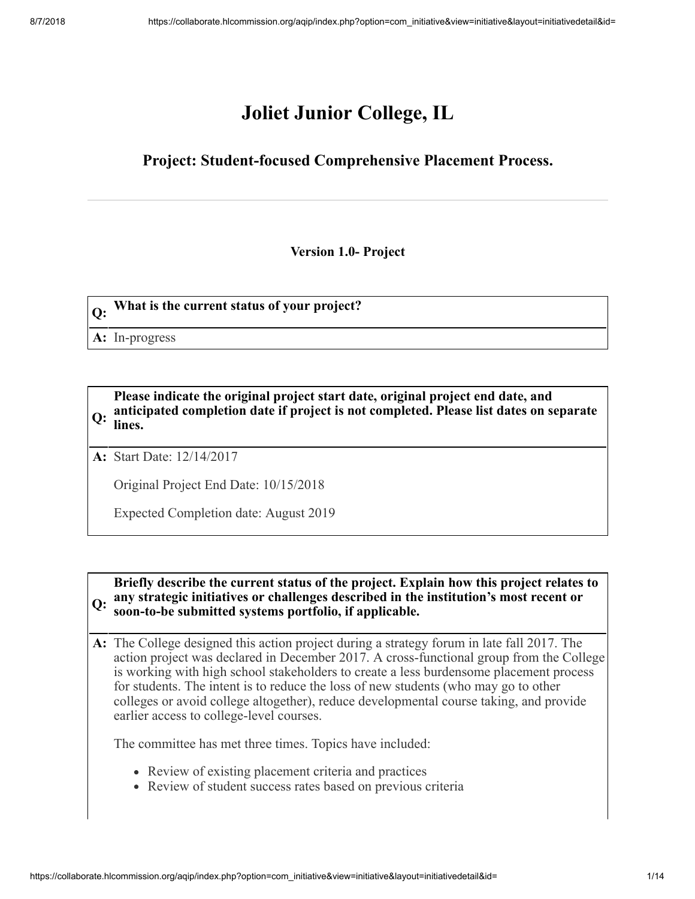# Joliet Junior College, IL

## Project: Student-focused Comprehensive Placement Process.

### Version 1.0- Project

**Q: What is the current status of your project?**

**A:** In-progress

**Q: Please indicate the original project start date, original project end date, and anticipated completion date if project is not completed. Please list dates on separate lines.**

**A:** Start Date: 12/14/2017

Original Project End Date: 10/15/2018

Expected Completion date: August 2019

**Q: Briefly describe the current status of the project. Explain how this project relates to any strategic initiatives or challenges described in the institution's most recent or soon-to-be submitted systems portfolio, if applicable.**

**A:** The College designed this action project during a strategy forum in late fall 2017. The action project was declared in December 2017. A cross-functional group from the College is working with high school stakeholders to create a less burdensome placement process for students. The intent is to reduce the loss of new students (who may go to other colleges or avoid college altogether), reduce developmental course taking, and provide earlier access to college-level courses.

The committee has met three times. Topics have included:

- Review of existing placement criteria and practices
- Review of student success rates based on previous criteria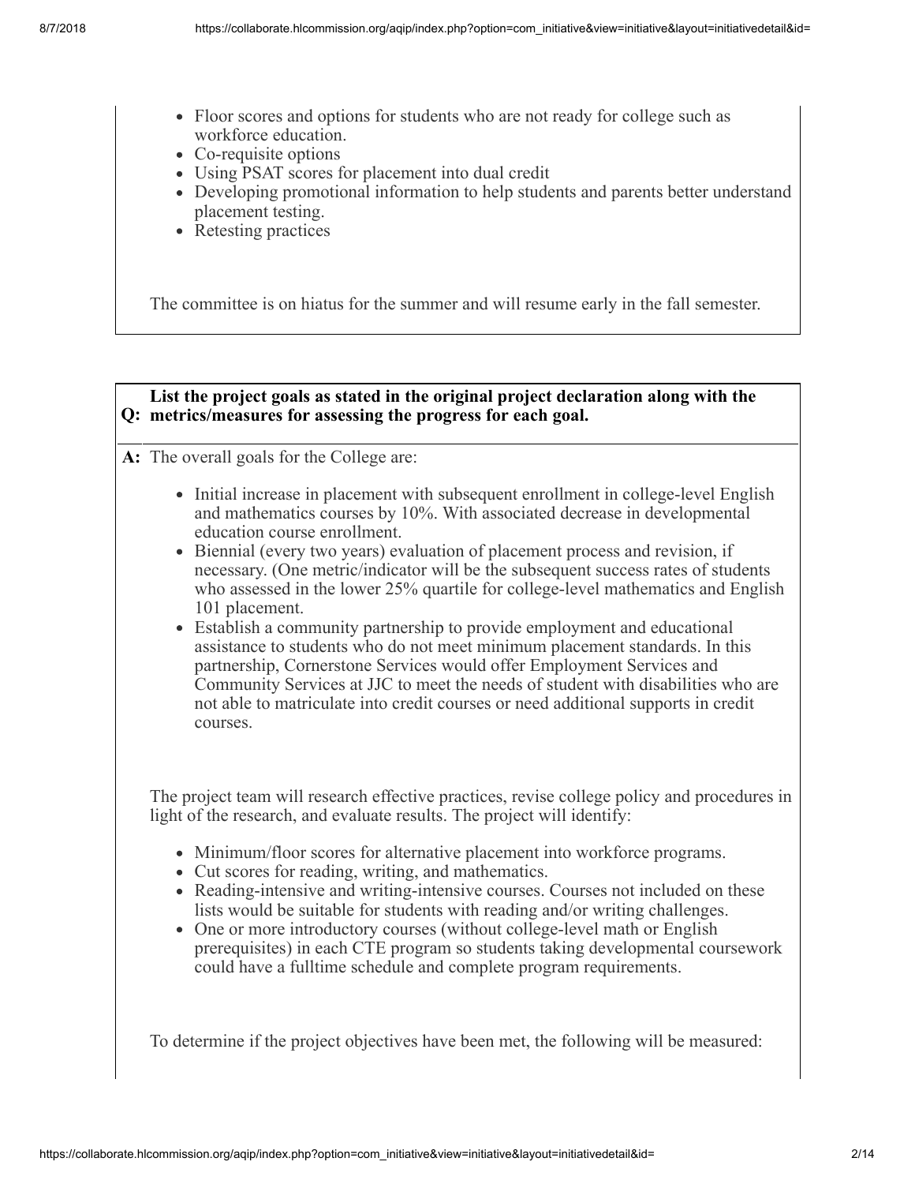- Floor scores and options for students who are not ready for college such as workforce education.
- Co-requisite options
- Using PSAT scores for placement into dual credit
- Developing promotional information to help students and parents better understand placement testing.
- Retesting practices

The committee is on hiatus for the summer and will resume early in the fall semester.

**Q: List the project goals as stated in the original project declaration along with the metrics/measures for assessing the progress for each goal.**

**A:** The overall goals for the College are:

- Initial increase in placement with subsequent enrollment in college-level English and mathematics courses by 10%. With associated decrease in developmental education course enrollment.
- Biennial (every two years) evaluation of placement process and revision, if necessary. (One metric/indicator will be the subsequent success rates of students who assessed in the lower 25% quartile for college-level mathematics and English 101 placement.
- Establish a community partnership to provide employment and educational assistance to students who do not meet minimum placement standards. In this partnership, Cornerstone Services would offer Employment Services and Community Services at JJC to meet the needs of student with disabilities who are not able to matriculate into credit courses or need additional supports in credit courses.

The project team will research effective practices, revise college policy and procedures in light of the research, and evaluate results. The project will identify:

- Minimum/floor scores for alternative placement into workforce programs.
- Cut scores for reading, writing, and mathematics.
- Reading-intensive and writing-intensive courses. Courses not included on these lists would be suitable for students with reading and/or writing challenges.
- One or more introductory courses (without college-level math or English prerequisites) in each CTE program so students taking developmental coursework could have a fulltime schedule and complete program requirements.

To determine if the project objectives have been met, the following will be measured: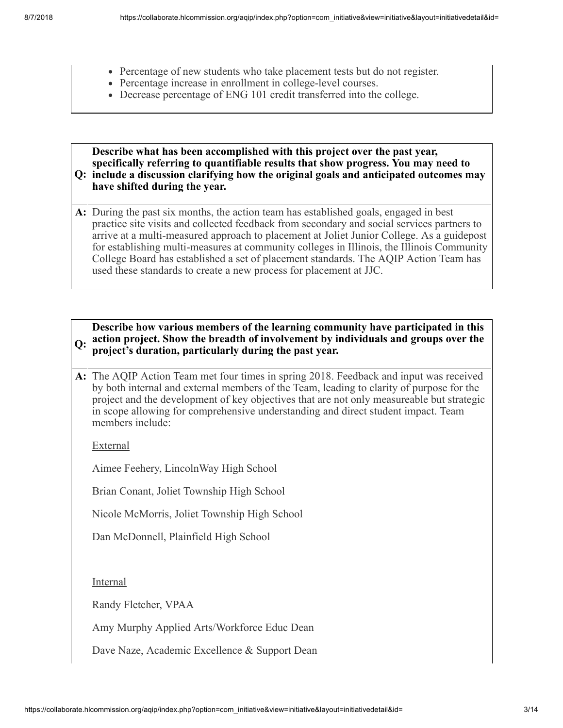- Percentage of new students who take placement tests but do not register.
- Percentage increase in enrollment in college-level courses.
- Decrease percentage of ENG 101 credit transferred into the college.

**Q: Describe what has been accomplished with this project over the past year, specifically referring to quantifiable results that show progress. You may need to include a discussion clarifying how the original goals and anticipated outcomes may have shifted during the year.**

**A:** During the past six months, the action team has established goals, engaged in best practice site visits and collected feedback from secondary and social services partners to arrive at a multi-measured approach to placement at Joliet Junior College. As a guidepost for establishing multi-measures at community colleges in Illinois, the Illinois Community College Board has established a set of placement standards. The AQIP Action Team has used these standards to create a new process for placement at JJC.

**Q: Describe how various members of the learning community have participated in this action project. Show the breadth of involvement by individuals and groups over the project's duration, particularly during the past year.**

**A:** The AQIP Action Team met four times in spring 2018. Feedback and input was received by both internal and external members of the Team, leading to clarity of purpose for the project and the development of key objectives that are not only measureable but strategic in scope allowing for comprehensive understanding and direct student impact. Team members include:

External

Aimee Feehery, LincolnWay High School

Brian Conant, Joliet Township High School

Nicole McMorris, Joliet Township High School

Dan McDonnell, Plainfield High School

Internal

Randy Fletcher, VPAA

Amy Murphy Applied Arts/Workforce Educ Dean

Dave Naze, Academic Excellence & Support Dean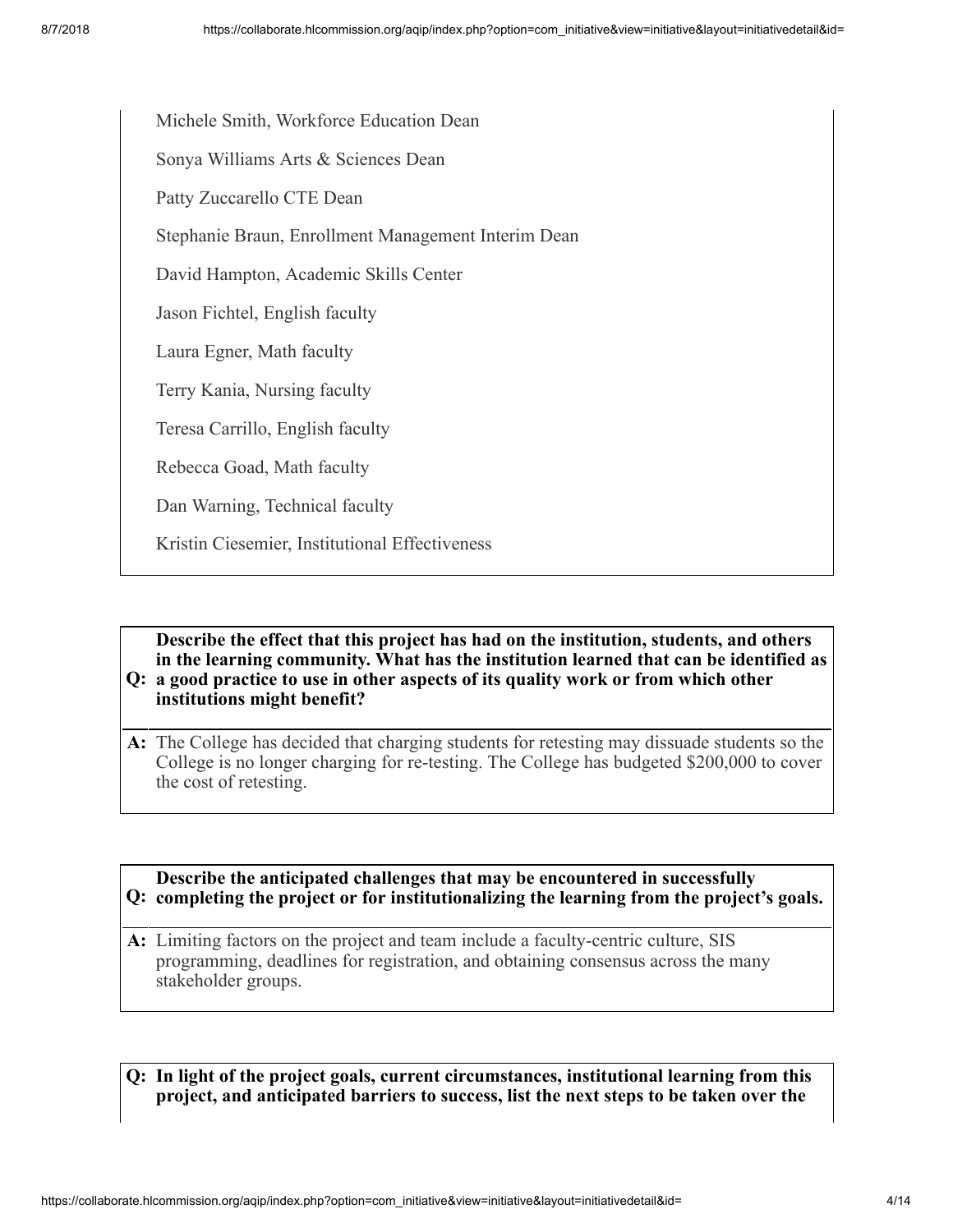Michele Smith, Workforce Education Dean

Sonya Williams Arts & Sciences Dean

Patty Zuccarello CTE Dean

Stephanie Braun, Enrollment Management Interim Dean

David Hampton, Academic Skills Center

Jason Fichtel, English faculty

Laura Egner, Math faculty

Terry Kania, Nursing faculty

Teresa Carrillo, English faculty

Rebecca Goad, Math faculty

Dan Warning, Technical faculty

Kristin Ciesemier, Institutional Effectiveness

**Q: Describe the effect that this project has had on the institution, students, and others in the learning community. What has the institution learned that can be identified as a good practice to use in other aspects of its quality work or from which other institutions might benefit?**

**A:** The College has decided that charging students for retesting may dissuade students so the College is no longer charging for re-testing. The College has budgeted $200,000 to cover the cost of retesting.

**Q: Describe the anticipated challenges that may be encountered in successfully completing the project or for institutionalizing the learning from the project's goals.**

**A:** Limiting factors on the project and team include a faculty-centric culture, SIS programming, deadlines for registration, and obtaining consensus across the many stakeholder groups.

**Q: In light of the project goals, current circumstances, institutional learning from this project, and anticipated barriers to success, list the next steps to be taken over the**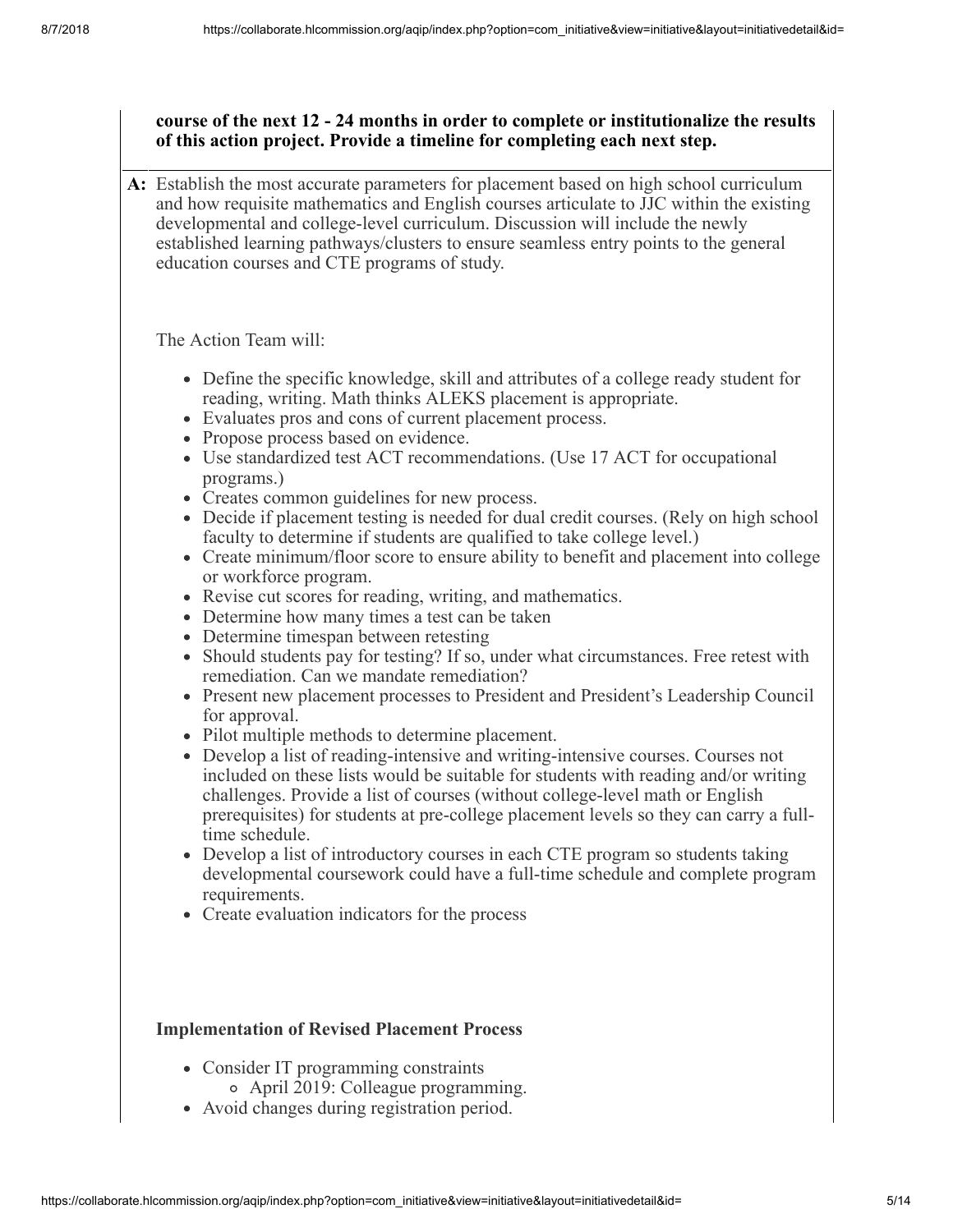**course of the next 12 - 24 months in order to complete or institutionalize the results of this action project. Provide a timeline for completing each next step.**

**A:** Establish the most accurate parameters for placement based on high school curriculum and how requisite mathematics and English courses articulate to JJC within the existing developmental and college-level curriculum. Discussion will include the newly established learning pathways/clusters to ensure seamless entry points to the general education courses and CTE programs of study.

The Action Team will:

- Define the specific knowledge, skill and attributes of a college ready student for reading, writing. Math thinks ALEKS placement is appropriate.
- Evaluates pros and cons of current placement process.
- Propose process based on evidence.
- Use standardized test ACT recommendations. (Use 17 ACT for occupational programs.)
- Creates common guidelines for new process.
- Decide if placement testing is needed for dual credit courses. (Rely on high school faculty to determine if students are qualified to take college level.)
- Create minimum/floor score to ensure ability to benefit and placement into college or workforce program.
- Revise cut scores for reading, writing, and mathematics.
- Determine how many times a test can be taken
- Determine timespan between retesting
- Should students pay for testing? If so, under what circumstances. Free retest with remediation. Can we mandate remediation?
- Present new placement processes to President and President's Leadership Council for approval.
- Pilot multiple methods to determine placement.
- Develop a list of reading-intensive and writing-intensive courses. Courses not included on these lists would be suitable for students with reading and/or writing challenges. Provide a list of courses (without college-level math or English prerequisites) for students at pre-college placement levels so they can carry a full-time schedule.
- Develop a list of introductory courses in each CTE program so students taking developmental coursework could have a full-time schedule and complete program requirements.
- Create evaluation indicators for the process

**Implementation of Revised Placement Process**

- Consider IT programming constraints
  - April 2019: Colleague programming.
- Avoid changes during registration period.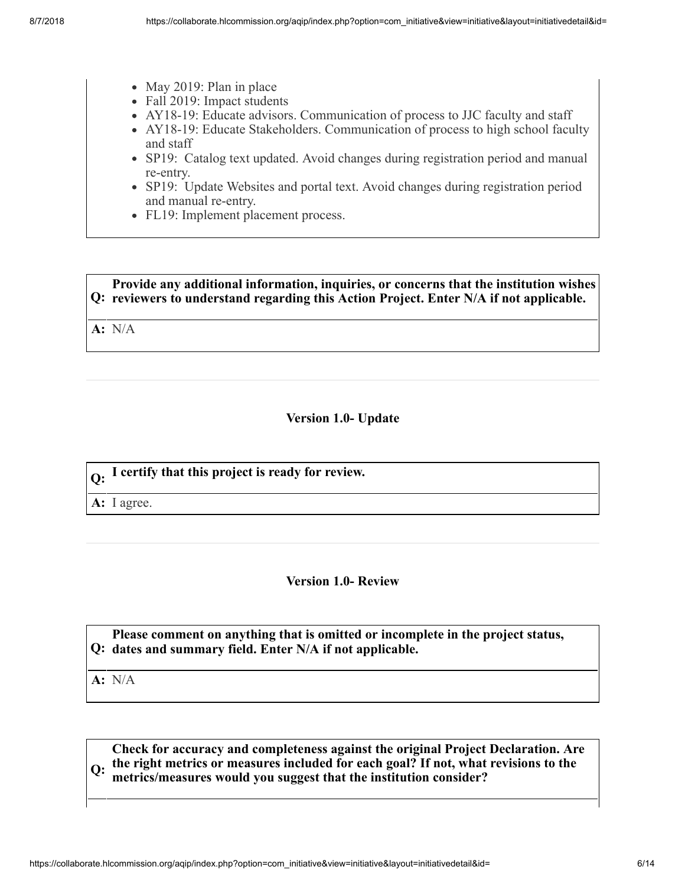- May 2019: Plan in place
- Fall 2019: Impact students
- AY18-19: Educate advisors. Communication of process to JJC faculty and staff
- AY18-19: Educate Stakeholders. Communication of process to high school faculty and staff
- SP19: Catalog text updated. Avoid changes during registration period and manual re-entry.
- SP19: Update Websites and portal text. Avoid changes during registration period and manual re-entry.
- FL19: Implement placement process.

**Q: Provide any additional information, inquiries, or concerns that the institution wishes reviewers to understand regarding this Action Project. Enter N/A if not applicable.**

**A:** N/A

### Version 1.0- Update

**Q: I certify that this project is ready for review.**

**A:** I agree.

### Version 1.0- Review

**Q: Please comment on anything that is omitted or incomplete in the project status, dates and summary field. Enter N/A if not applicable.**

**A:** N/A

**Q: Check for accuracy and completeness against the original Project Declaration. Are the right metrics or measures included for each goal? If not, what revisions to the metrics/measures would you suggest that the institution consider?**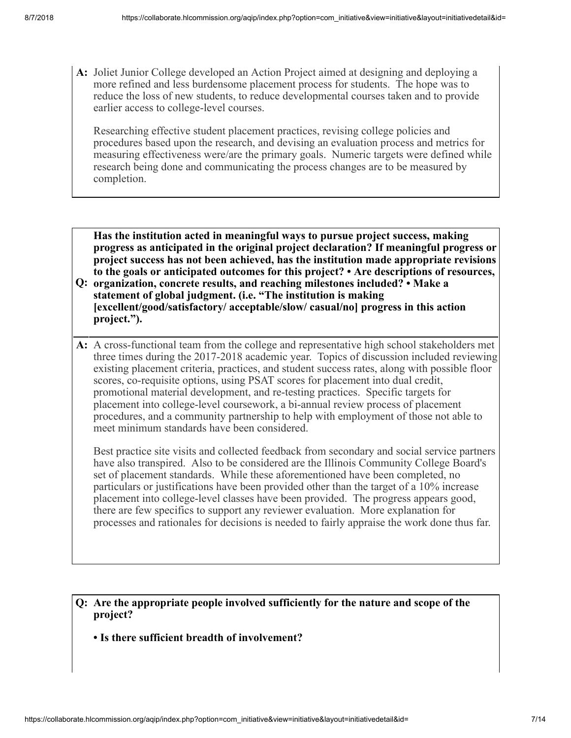**A:** Joliet Junior College developed an Action Project aimed at designing and deploying a more refined and less burdensome placement process for students. The hope was to reduce the loss of new students, to reduce developmental courses taken and to provide earlier access to college-level courses.

Researching effective student placement practices, revising college policies and procedures based upon the research, and devising an evaluation process and metrics for measuring effectiveness were/are the primary goals. Numeric targets were defined while research being done and communicating the process changes are to be measured by completion.

**Q: Has the institution acted in meaningful ways to pursue project success, making progress as anticipated in the original project declaration? If meaningful progress or project success has not been achieved, has the institution made appropriate revisions to the goals or anticipated outcomes for this project? • Are descriptions of resources, organization, concrete results, and reaching milestones included? • Make a statement of global judgment. (i.e. "The institution is making [excellent/good/satisfactory/ acceptable/slow/ casual/no] progress in this action project.").**

**A:** A cross-functional team from the college and representative high school stakeholders met three times during the 2017-2018 academic year. Topics of discussion included reviewing existing placement criteria, practices, and student success rates, along with possible floor scores, co-requisite options, using PSAT scores for placement into dual credit, promotional material development, and re-testing practices. Specific targets for placement into college-level coursework, a bi-annual review process of placement procedures, and a community partnership to help with employment of those not able to meet minimum standards have been considered.

Best practice site visits and collected feedback from secondary and social service partners have also transpired. Also to be considered are the Illinois Community College Board's set of placement standards. While these aforementioned have been completed, no particulars or justifications have been provided other than the target of a 10% increase placement into college-level classes have been provided. The progress appears good, there are few specifics to support any reviewer evaluation. More explanation for processes and rationales for decisions is needed to fairly appraise the work done thus far.

**Q: Are the appropriate people involved sufficiently for the nature and scope of the project?**

**• Is there sufficient breadth of involvement?**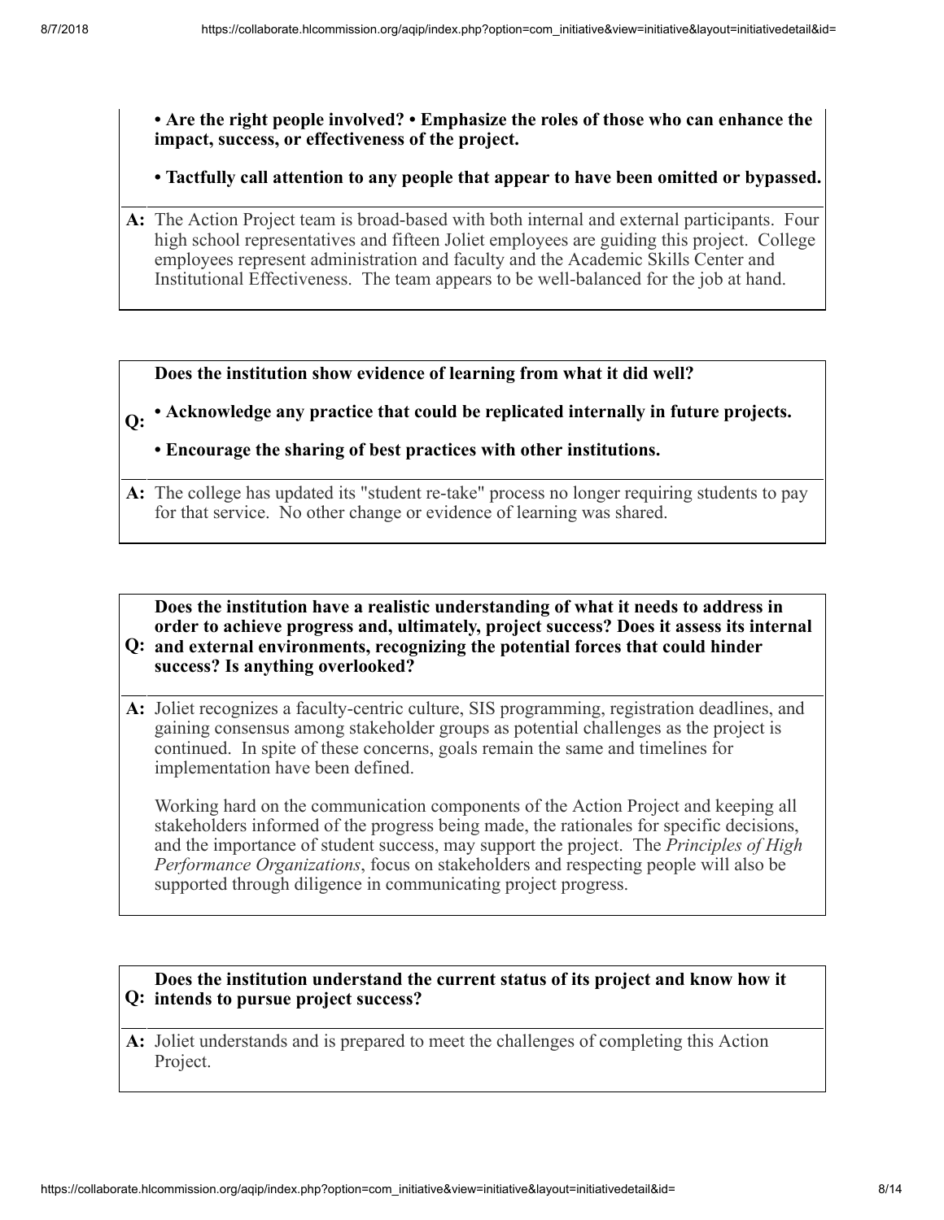**• Are the right people involved? • Emphasize the roles of those who can enhance the impact, success, or effectiveness of the project.**

**• Tactfully call attention to any people that appear to have been omitted or bypassed.**

**A:** The Action Project team is broad-based with both internal and external participants. Four high school representatives and fifteen Joliet employees are guiding this project. College employees represent administration and faculty and the Academic Skills Center and Institutional Effectiveness. The team appears to be well-balanced for the job at hand.

**Q: Does the institution show evidence of learning from what it did well?**

**• Acknowledge any practice that could be replicated internally in future projects.**

**• Encourage the sharing of best practices with other institutions.**

**A:** The college has updated its "student re-take" process no longer requiring students to pay for that service. No other change or evidence of learning was shared.

**Q: Does the institution have a realistic understanding of what it needs to address in order to achieve progress and, ultimately, project success? Does it assess its internal and external environments, recognizing the potential forces that could hinder success? Is anything overlooked?**

**A:** Joliet recognizes a faculty-centric culture, SIS programming, registration deadlines, and gaining consensus among stakeholder groups as potential challenges as the project is continued. In spite of these concerns, goals remain the same and timelines for implementation have been defined.

Working hard on the communication components of the Action Project and keeping all stakeholders informed of the progress being made, the rationales for specific decisions, and the importance of student success, may support the project. The *Principles of High Performance Organizations*, focus on stakeholders and respecting people will also be supported through diligence in communicating project progress.

**Q: Does the institution understand the current status of its project and know how it intends to pursue project success?**

**A:** Joliet understands and is prepared to meet the challenges of completing this Action Project.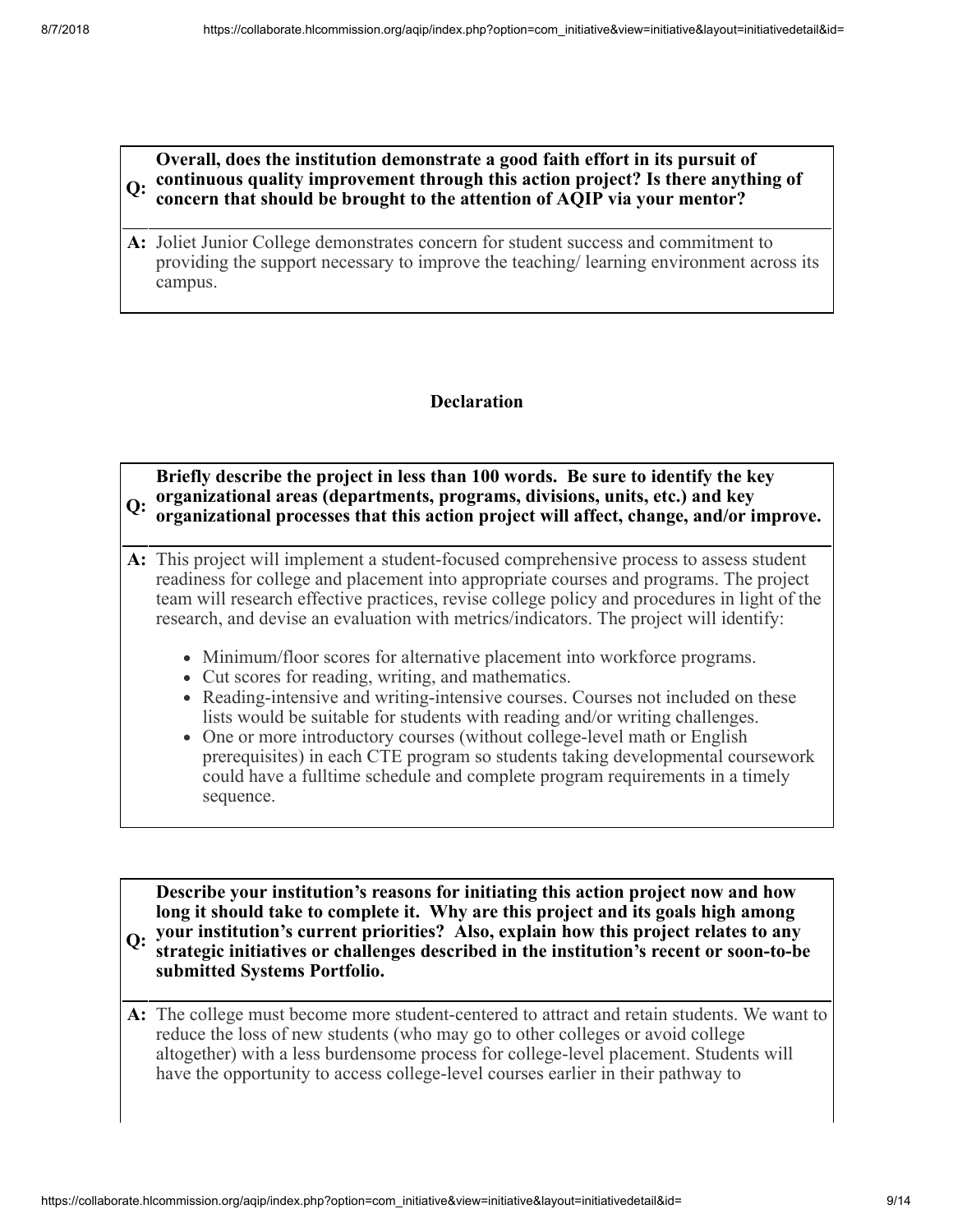**Q: Overall, does the institution demonstrate a good faith effort in its pursuit of continuous quality improvement through this action project? Is there anything of concern that should be brought to the attention of AQIP via your mentor?**

**A:** Joliet Junior College demonstrates concern for student success and commitment to providing the support necessary to improve the teaching/ learning environment across its campus.

## Declaration

**Q: Briefly describe the project in less than 100 words. Be sure to identify the key organizational areas (departments, programs, divisions, units, etc.) and key organizational processes that this action project will affect, change, and/or improve.**

**A:** This project will implement a student-focused comprehensive process to assess student readiness for college and placement into appropriate courses and programs. The project team will research effective practices, revise college policy and procedures in light of the research, and devise an evaluation with metrics/indicators. The project will identify:

- Minimum/floor scores for alternative placement into workforce programs.
- Cut scores for reading, writing, and mathematics.
- Reading-intensive and writing-intensive courses. Courses not included on these lists would be suitable for students with reading and/or writing challenges.
- One or more introductory courses (without college-level math or English prerequisites) in each CTE program so students taking developmental coursework could have a fulltime schedule and complete program requirements in a timely sequence.

**Q: Describe your institution's reasons for initiating this action project now and how long it should take to complete it. Why are this project and its goals high among your institution's current priorities? Also, explain how this project relates to any strategic initiatives or challenges described in the institution's recent or soon-to-be submitted Systems Portfolio.**

**A:** The college must become more student-centered to attract and retain students. We want to reduce the loss of new students (who may go to other colleges or avoid college altogether) with a less burdensome process for college-level placement. Students will have the opportunity to access college-level courses earlier in their pathway to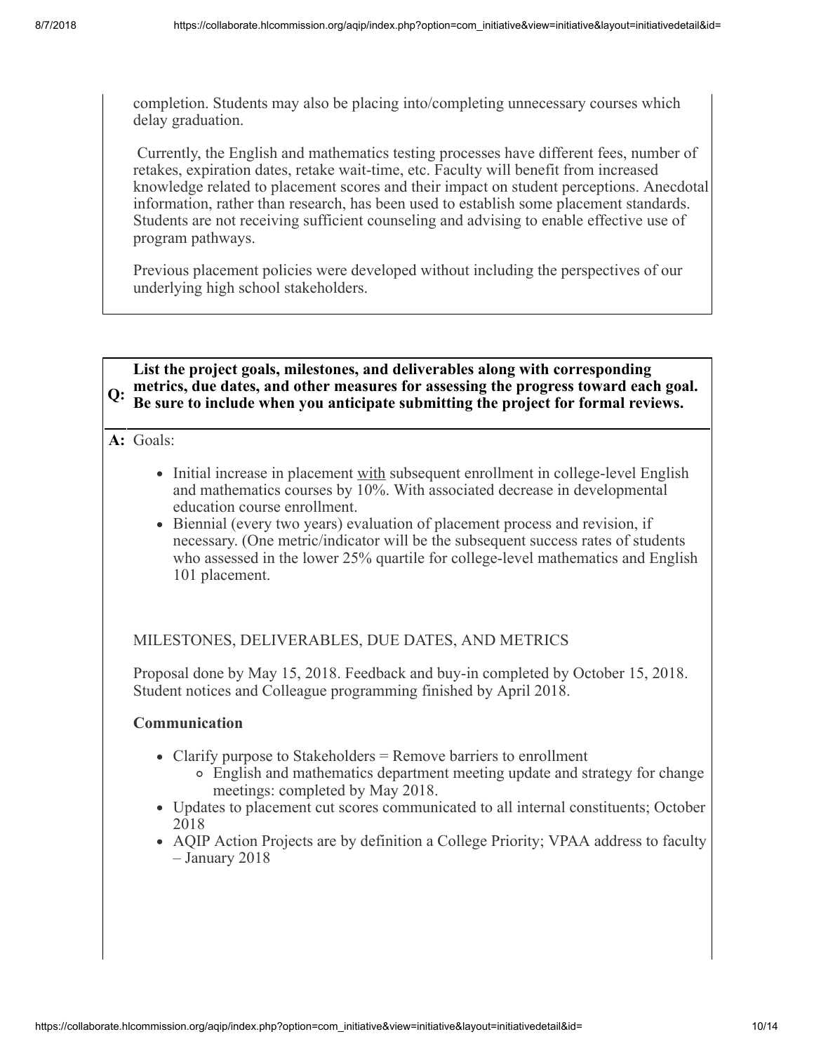completion. Students may also be placing into/completing unnecessary courses which delay graduation.

Currently, the English and mathematics testing processes have different fees, number of retakes, expiration dates, retake wait-time, etc. Faculty will benefit from increased knowledge related to placement scores and their impact on student perceptions. Anecdotal information, rather than research, has been used to establish some placement standards. Students are not receiving sufficient counseling and advising to enable effective use of program pathways.

Previous placement policies were developed without including the perspectives of our underlying high school stakeholders.

**Q: List the project goals, milestones, and deliverables along with corresponding metrics, due dates, and other measures for assessing the progress toward each goal. Be sure to include when you anticipate submitting the project for formal reviews.**

**A:** Goals:

- Initial increase in placement with subsequent enrollment in college-level English and mathematics courses by 10%. With associated decrease in developmental education course enrollment.
- Biennial (every two years) evaluation of placement process and revision, if necessary. (One metric/indicator will be the subsequent success rates of students who assessed in the lower 25% quartile for college-level mathematics and English 101 placement.

MILESTONES, DELIVERABLES, DUE DATES, AND METRICS

Proposal done by May 15, 2018. Feedback and buy-in completed by October 15, 2018. Student notices and Colleague programming finished by April 2018.

**Communication**

- Clarify purpose to Stakeholders = Remove barriers to enrollment
  - English and mathematics department meeting update and strategy for change meetings: completed by May 2018.
- Updates to placement cut scores communicated to all internal constituents; October 2018
- AQIP Action Projects are by definition a College Priority; VPAA address to faculty – January 2018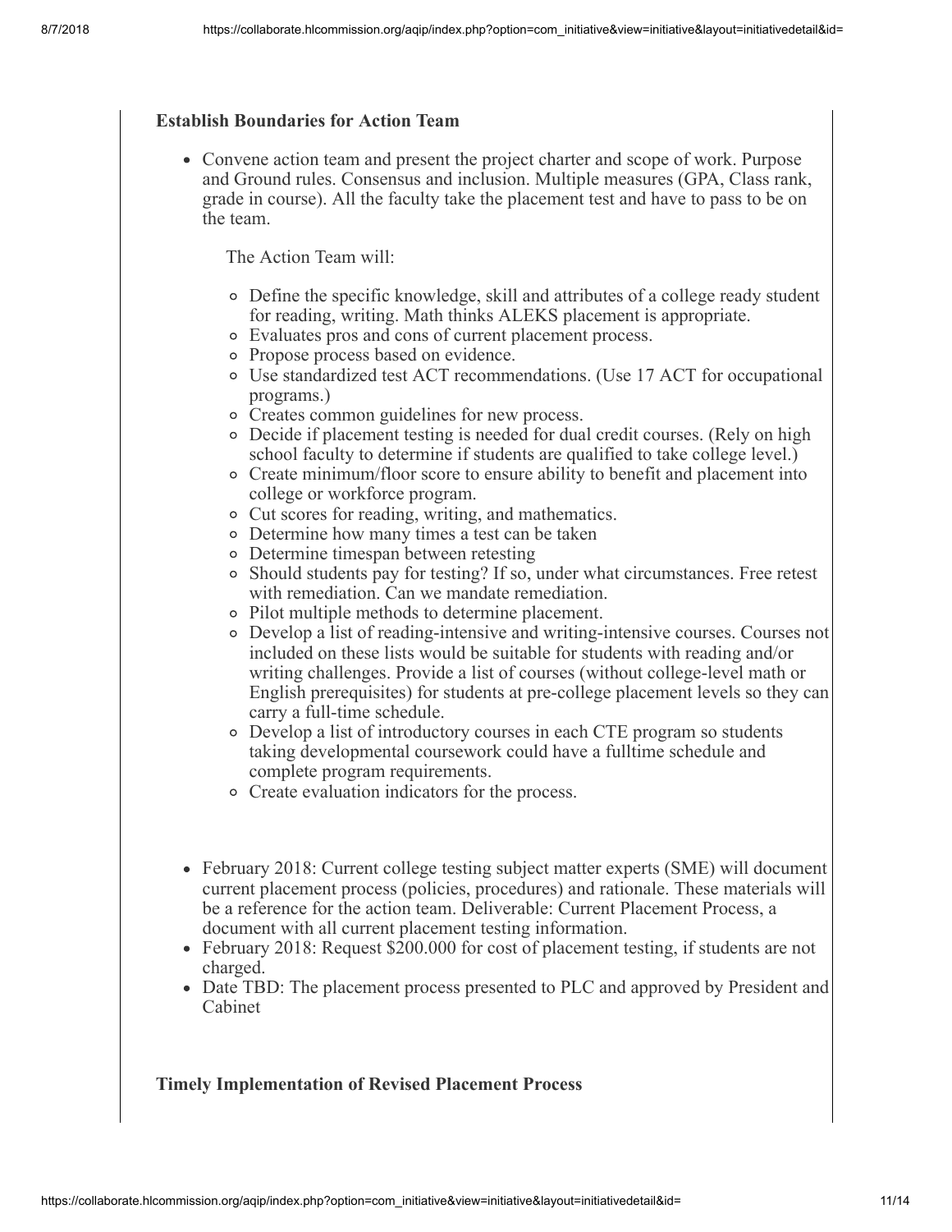**Establish Boundaries for Action Team**

- Convene action team and present the project charter and scope of work. Purpose and Ground rules. Consensus and inclusion. Multiple measures (GPA, Class rank, grade in course). All the faculty take the placement test and have to pass to be on the team.

  The Action Team will:

  - Define the specific knowledge, skill and attributes of a college ready student for reading, writing. Math thinks ALEKS placement is appropriate.
  - Evaluates pros and cons of current placement process.
  - Propose process based on evidence.
  - Use standardized test ACT recommendations. (Use 17 ACT for occupational programs.)
  - Creates common guidelines for new process.
  - Decide if placement testing is needed for dual credit courses. (Rely on high school faculty to determine if students are qualified to take college level.)
  - Create minimum/floor score to ensure ability to benefit and placement into college or workforce program.
  - Cut scores for reading, writing, and mathematics.
  - Determine how many times a test can be taken
  - Determine timespan between retesting
  - Should students pay for testing? If so, under what circumstances. Free retest with remediation. Can we mandate remediation.
  - Pilot multiple methods to determine placement.
  - Develop a list of reading-intensive and writing-intensive courses. Courses not included on these lists would be suitable for students with reading and/or writing challenges. Provide a list of courses (without college-level math or English prerequisites) for students at pre-college placement levels so they can carry a full-time schedule.
  - Develop a list of introductory courses in each CTE program so students taking developmental coursework could have a fulltime schedule and complete program requirements.
  - Create evaluation indicators for the process.

- February 2018: Current college testing subject matter experts (SME) will document current placement process (policies, procedures) and rationale. These materials will be a reference for the action team. Deliverable: Current Placement Process, a document with all current placement testing information.
- February 2018: Request $200.000 for cost of placement testing, if students are not charged.
- Date TBD: The placement process presented to PLC and approved by President and Cabinet

**Timely Implementation of Revised Placement Process**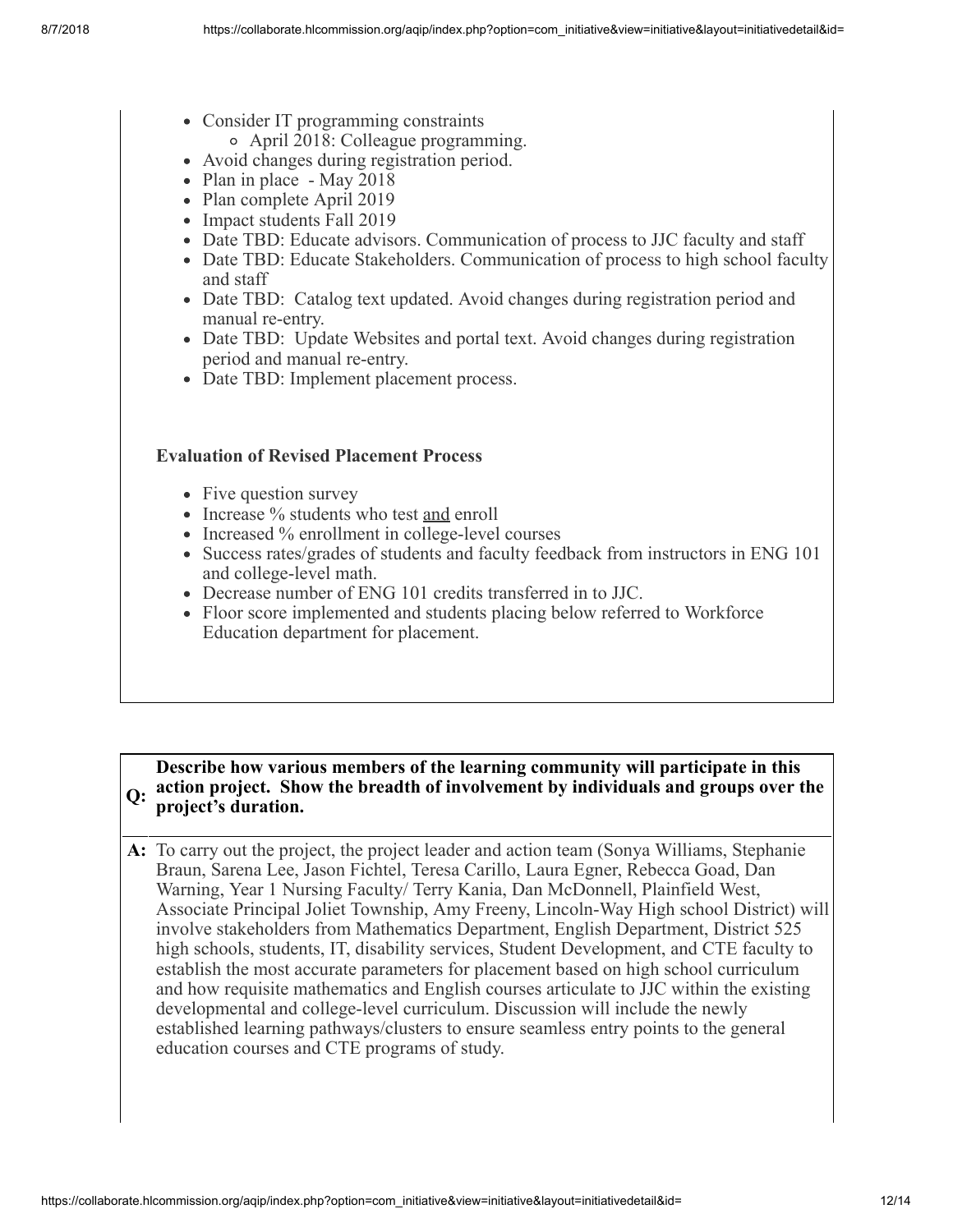- Consider IT programming constraints
  - April 2018: Colleague programming.
- Avoid changes during registration period.
- Plan in place - May 2018
- Plan complete April 2019
- Impact students Fall 2019
- Date TBD: Educate advisors. Communication of process to JJC faculty and staff
- Date TBD: Educate Stakeholders. Communication of process to high school faculty and staff
- Date TBD: Catalog text updated. Avoid changes during registration period and manual re-entry.
- Date TBD: Update Websites and portal text. Avoid changes during registration period and manual re-entry.
- Date TBD: Implement placement process.

**Evaluation of Revised Placement Process**

- Five question survey
- Increase % students who test and enroll
- Increased % enrollment in college-level courses
- Success rates/grades of students and faculty feedback from instructors in ENG 101 and college-level math.
- Decrease number of ENG 101 credits transferred in to JJC.
- Floor score implemented and students placing below referred to Workforce Education department for placement.

**Q: Describe how various members of the learning community will participate in this action project. Show the breadth of involvement by individuals and groups over the project's duration.**

**A:** To carry out the project, the project leader and action team (Sonya Williams, Stephanie Braun, Sarena Lee, Jason Fichtel, Teresa Carillo, Laura Egner, Rebecca Goad, Dan Warning, Year 1 Nursing Faculty/ Terry Kania, Dan McDonnell, Plainfield West, Associate Principal Joliet Township, Amy Freeny, Lincoln-Way High school District) will involve stakeholders from Mathematics Department, English Department, District 525 high schools, students, IT, disability services, Student Development, and CTE faculty to establish the most accurate parameters for placement based on high school curriculum and how requisite mathematics and English courses articulate to JJC within the existing developmental and college-level curriculum. Discussion will include the newly established learning pathways/clusters to ensure seamless entry points to the general education courses and CTE programs of study.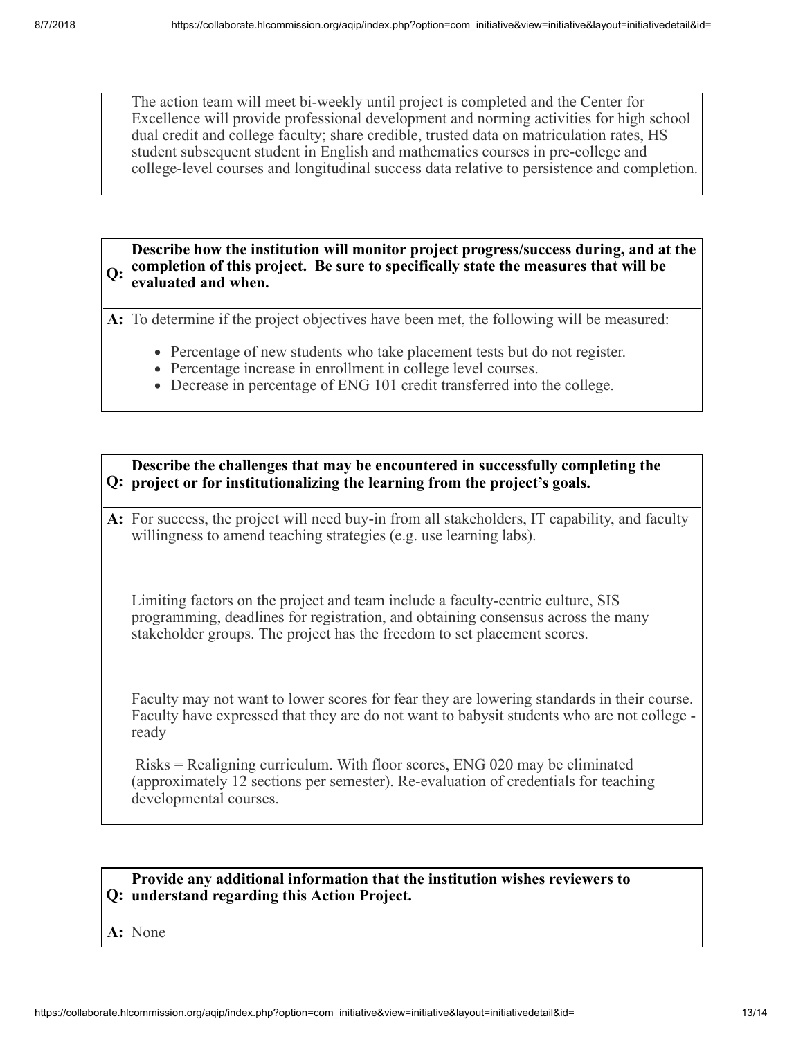The action team will meet bi-weekly until project is completed and the Center for Excellence will provide professional development and norming activities for high school dual credit and college faculty; share credible, trusted data on matriculation rates, HS student subsequent student in English and mathematics courses in pre-college and college-level courses and longitudinal success data relative to persistence and completion.

**Q: Describe how the institution will monitor project progress/success during, and at the completion of this project. Be sure to specifically state the measures that will be evaluated and when.**

**A:** To determine if the project objectives have been met, the following will be measured:

- Percentage of new students who take placement tests but do not register.
- Percentage increase in enrollment in college level courses.
- Decrease in percentage of ENG 101 credit transferred into the college.

**Q: Describe the challenges that may be encountered in successfully completing the project or for institutionalizing the learning from the project's goals.**

**A:** For success, the project will need buy-in from all stakeholders, IT capability, and faculty willingness to amend teaching strategies (e.g. use learning labs).

Limiting factors on the project and team include a faculty-centric culture, SIS programming, deadlines for registration, and obtaining consensus across the many stakeholder groups. The project has the freedom to set placement scores.

Faculty may not want to lower scores for fear they are lowering standards in their course. Faculty have expressed that they are do not want to babysit students who are not college - ready

Risks = Realigning curriculum. With floor scores, ENG 020 may be eliminated (approximately 12 sections per semester). Re-evaluation of credentials for teaching developmental courses.

**Q: Provide any additional information that the institution wishes reviewers to understand regarding this Action Project.**

**A:** None